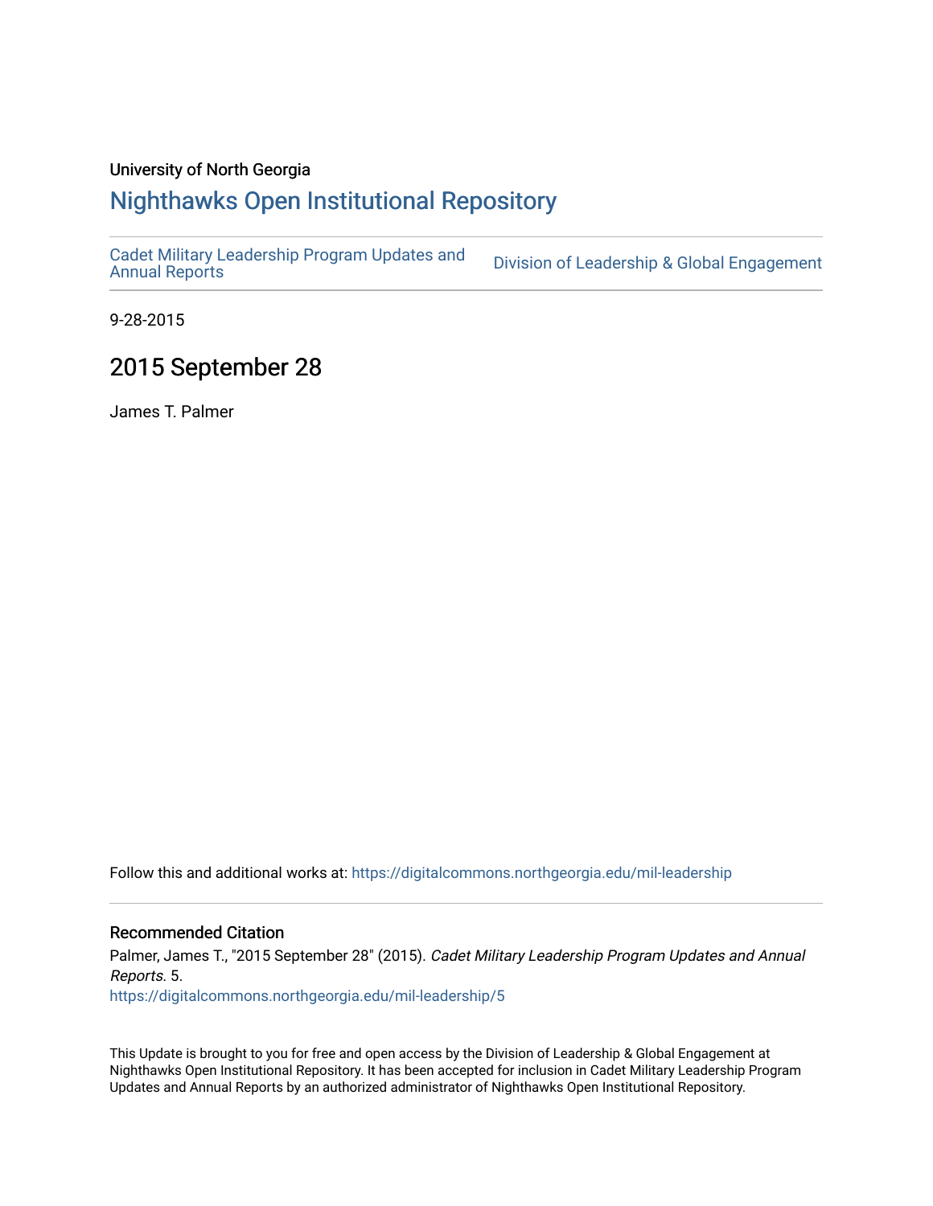University of North Georgia

# Nighthawks Open Institutional Repository

Cadet Military Leadership Program Updates and Annual Reports | Division of Leadership & Global Engagement

9-28-2015

## 2015 September 28

James T. Palmer

Follow this and additional works at: https://digitalcommons.northgeorgia.edu/mil-leadership

### Recommended Citation

Palmer, James T., "2015 September 28" (2015). *Cadet Military Leadership Program Updates and Annual Reports*. 5.
https://digitalcommons.northgeorgia.edu/mil-leadership/5

This Update is brought to you for free and open access by the Division of Leadership & Global Engagement at Nighthawks Open Institutional Repository. It has been accepted for inclusion in Cadet Military Leadership Program Updates and Annual Reports by an authorized administrator of Nighthawks Open Institutional Repository.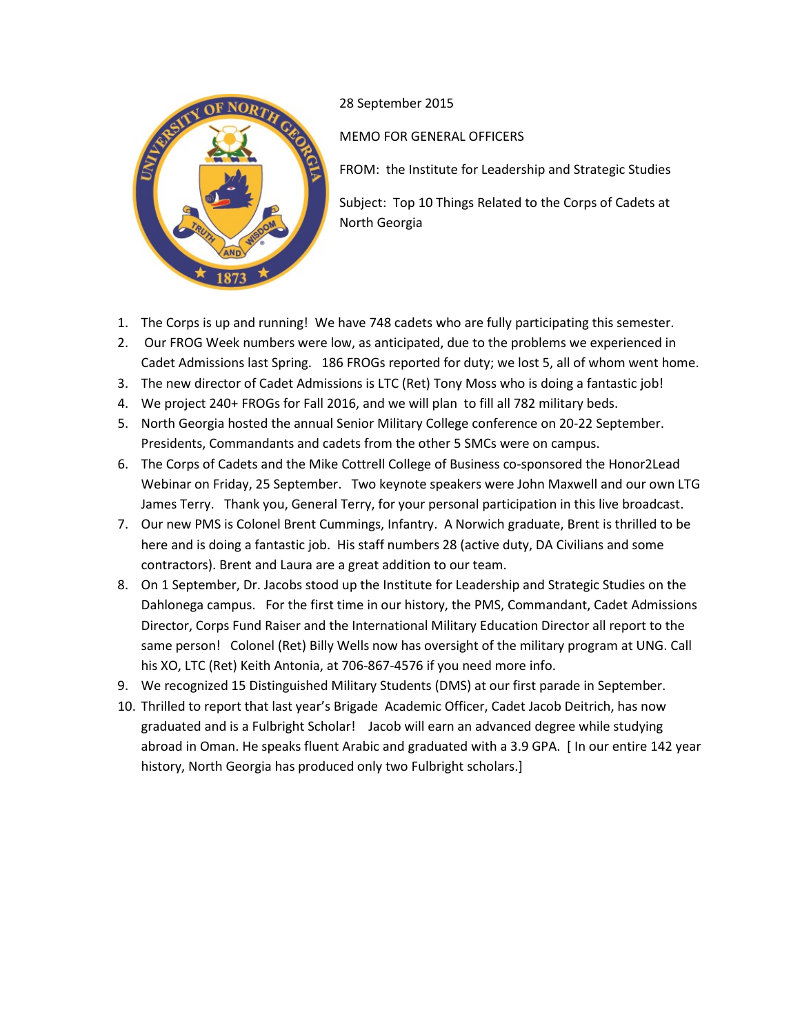28 September 2015

MEMO FOR GENERAL OFFICERS

FROM: the Institute for Leadership and Strategic Studies

Subject: Top 10 Things Related to the Corps of Cadets at North Georgia

1. The Corps is up and running! We have 748 cadets who are fully participating this semester.
2. Our FROG Week numbers were low, as anticipated, due to the problems we experienced in Cadet Admissions last Spring. 186 FROGs reported for duty; we lost 5, all of whom went home.
3. The new director of Cadet Admissions is LTC (Ret) Tony Moss who is doing a fantastic job!
4. We project 240+ FROGs for Fall 2016, and we will plan to fill all 782 military beds.
5. North Georgia hosted the annual Senior Military College conference on 20-22 September. Presidents, Commandants and cadets from the other 5 SMCs were on campus.
6. The Corps of Cadets and the Mike Cottrell College of Business co-sponsored the Honor2Lead Webinar on Friday, 25 September. Two keynote speakers were John Maxwell and our own LTG James Terry. Thank you, General Terry, for your personal participation in this live broadcast.
7. Our new PMS is Colonel Brent Cummings, Infantry. A Norwich graduate, Brent is thrilled to be here and is doing a fantastic job. His staff numbers 28 (active duty, DA Civilians and some contractors). Brent and Laura are a great addition to our team.
8. On 1 September, Dr. Jacobs stood up the Institute for Leadership and Strategic Studies on the Dahlonega campus. For the first time in our history, the PMS, Commandant, Cadet Admissions Director, Corps Fund Raiser and the International Military Education Director all report to the same person! Colonel (Ret) Billy Wells now has oversight of the military program at UNG. Call his XO, LTC (Ret) Keith Antonia, at 706-867-4576 if you need more info.
9. We recognized 15 Distinguished Military Students (DMS) at our first parade in September.
10. Thrilled to report that last year's Brigade Academic Officer, Cadet Jacob Deitrich, has now graduated and is a Fulbright Scholar! Jacob will earn an advanced degree while studying abroad in Oman. He speaks fluent Arabic and graduated with a 3.9 GPA. [ In our entire 142 year history, North Georgia has produced only two Fulbright scholars.]